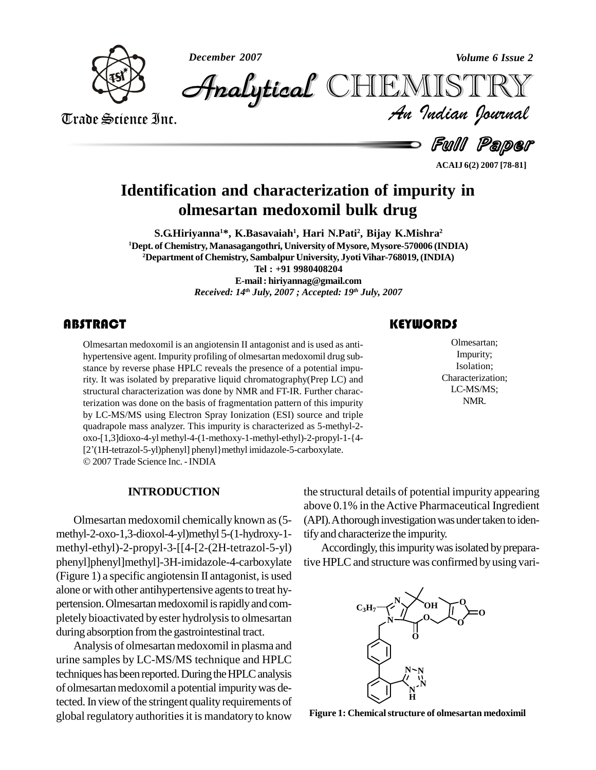# Identification and characterization of impurity in olmesartan medoxomil bulk drug

**S.G.Hiriyanna[1]\*, K.Basavaiah[1], Hari N.Pati[2], Bijay K.Mishra[2]**

[1]Dept. of Chemistry, Manasagangothri, University of Mysore, Mysore-570006 (INDIA)

[2]Department of Chemistry, Sambalpur University, Jyoti Vihar-768019, (INDIA)

Tel : +91 9980408204

E-mail : hiriyannag@gmail.com

*Received: 14th July, 2007 ; Accepted: 19th July, 2007*

## ABSTRACT

Olmesartan medoxomil is an angiotensin II antagonist and is used as anti-hypertensive agent. Impurity profiling of olmesartan medoxomil drug substance by reverse phase HPLC reveals the presence of a potential impurity. It was isolated by preparative liquid chromatography(Prep LC) and structural characterization was done by NMR and FT-IR. Further characterization was done on the basis of fragmentation pattern of this impurity by LC-MS/MS using Electron Spray Ionization (ESI) source and triple quadrapole mass analyzer. This impurity is characterized as 5-methyl-2-oxo-[1,3]dioxo-4-yl methyl-4-(1-methoxy-1-methyl-ethyl)-2-propyl-1-{4-[2'(1H-tetrazol-5-yl)phenyl] phenyl}methyl imidazole-5-carboxylate.

© 2007 Trade Science Inc. - INDIA

## KEYWORDS

Olmesartan;
Impurity;
Isolation;
Characterization;
LC-MS/MS;
NMR.

## INTRODUCTION

Olmesartan medoxomil chemically known as (5-methyl-2-oxo-1,3-dioxol-4-yl)methyl 5-(1-hydroxy-1-methyl-ethyl)-2-propyl-3-[[4-[2-(2H-tetrazol-5-yl) phenyl]phenyl]methyl]-3H-imidazole-4-carboxylate (Figure 1) a specific angiotensin II antagonist, is used alone or with other antihypertensive agents to treat hypertension. Olmesartan medoxomil is rapidly and completely bioactivated by ester hydrolysis to olmesartan during absorption from the gastrointestinal tract.

Analysis of olmesartan medoxomil in plasma and urine samples by LC-MS/MS technique and HPLC techniques has been reported. During the HPLC analysis of olmesartan medoxomil a potential impurity was detected. In view of the stringent quality requirements of global regulatory authorities it is mandatory to know the structural details of potential impurity appearing above 0.1% in the Active Pharmaceutical Ingredient (API). A thorough investigation was undertaken to identify and characterize the impurity.

Accordingly, this impurity was isolated by preparative HPLC and structure was confirmed by using vari-

Figure 1: Chemical structure of olmesartan medoximil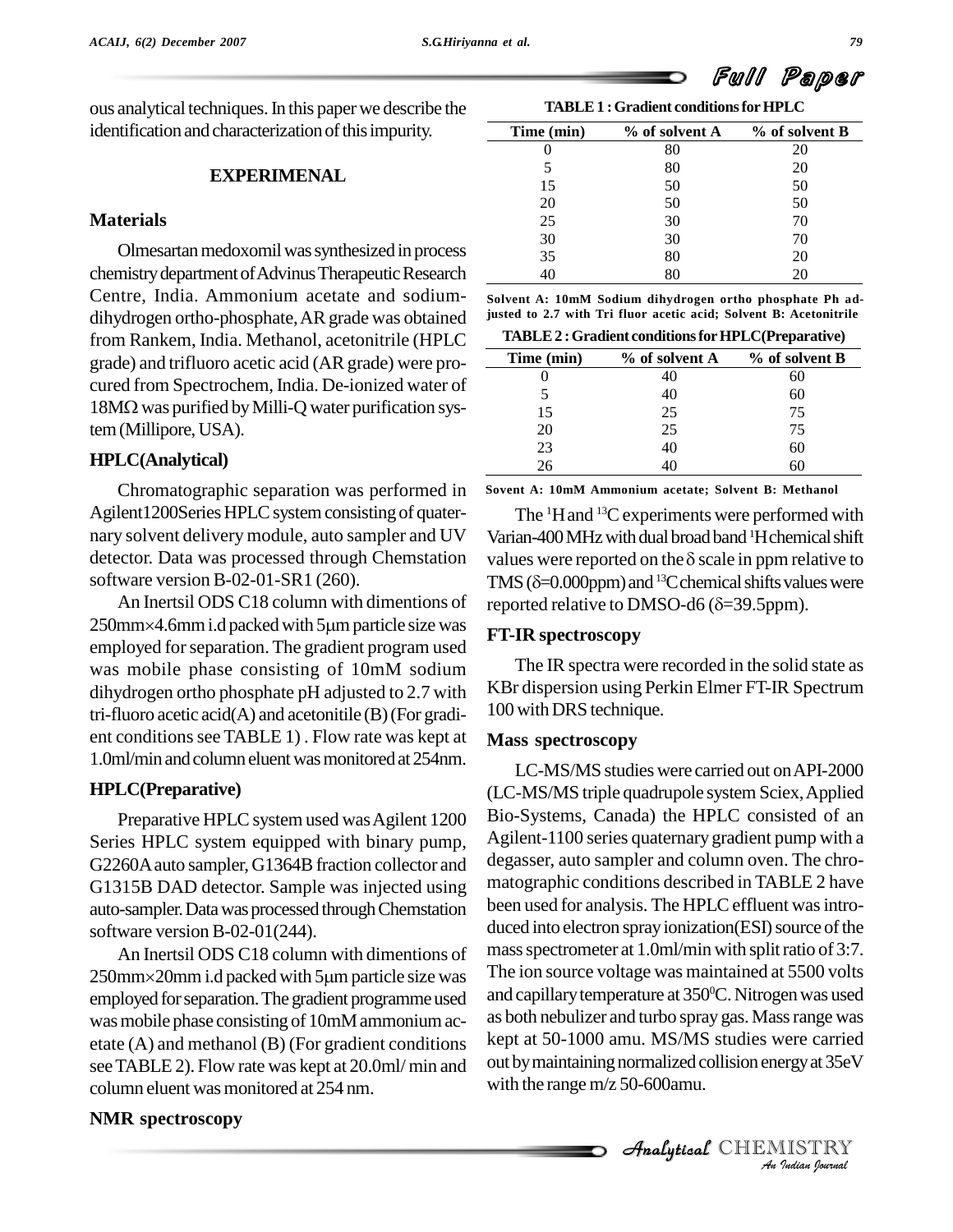ous analytical techniques. In this paper we describe the identification and characterization of this impurity.

## EXPERIMENAL

### Materials

Olmesartan medoxomil was synthesized in process chemistry department of Advinus Therapeutic Research Centre, India. Ammonium acetate and sodium-dihydrogen ortho-phosphate, AR grade was obtained from Rankem, India. Methanol, acetonitrile (HPLC grade) and trifluoro acetic acid (AR grade) were procured from Spectrochem, India. De-ionized water of 18MΩ was purified by Milli-Q water purification system (Millipore, USA).

### HPLC(Analytical)

Chromatographic separation was performed in Agilent1200Series HPLC system consisting of quaternary solvent delivery module, auto sampler and UV detector. Data was processed through Chemstation software version B-02-01-SR1 (260).

An Inertsil ODS C18 column with dimentions of 250mm×4.6mm i.d packed with 5μm particle size was employed for separation. The gradient program used was mobile phase consisting of 10mM sodium dihydrogen ortho phosphate pH adjusted to 2.7 with tri-fluoro acetic acid(A) and acetonitile (B) (For gradient conditions see TABLE 1) . Flow rate was kept at 1.0ml/min and column eluent was monitored at 254nm.

**TABLE 1 : Gradient conditions for HPLC**

| Time (min) | % of solvent A | % of solvent B |
|---|---|---|
| 0 | 80 | 20 |
| 5 | 80 | 20 |
| 15 | 50 | 50 |
| 20 | 50 | 50 |
| 25 | 30 | 70 |
| 30 | 30 | 70 |
| 35 | 80 | 20 |
| 40 | 80 | 20 |

Solvent A: 10mM Sodium dihydrogen ortho phosphate Ph adjusted to 2.7 with Tri fluor acetic acid; Solvent B: Acetonitrile

### HPLC(Preparative)

Preparative HPLC system used was Agilent 1200 Series HPLC system equipped with binary pump, G2260A auto sampler, G1364B fraction collector and G1315B DAD detector. Sample was injected using auto-sampler. Data was processed through Chemstation software version B-02-01(244).

An Inertsil ODS C18 column with dimentions of 250mm×20mm i.d packed with 5μm particle size was employed for separation. The gradient programme used was mobile phase consisting of 10mM ammonium acetate (A) and methanol (B) (For gradient conditions see TABLE 2). Flow rate was kept at 20.0ml/ min and column eluent was monitored at 254 nm.

**TABLE 2 : Gradient conditions for HPLC(Preparative)**

| Time (min) | % of solvent A | % of solvent B |
|---|---|---|
| 0 | 40 | 60 |
| 5 | 40 | 60 |
| 15 | 25 | 75 |
| 20 | 25 | 75 |
| 23 | 40 | 60 |
| 26 | 40 | 60 |

Sovent A: 10mM Ammonium acetate; Solvent B: Methanol

### NMR spectroscopy

The $^{1}$H and $^{13}$C experiments were performed with Varian-400 MHz with dual broad band $^{1}$H chemical shift values were reported on the δ scale in ppm relative to TMS (δ=0.000ppm) and $^{13}$C chemical shifts values were reported relative to DMSO-d6 (δ=39.5ppm).

### FT-IR spectroscopy

The IR spectra were recorded in the solid state as KBr dispersion using Perkin Elmer FT-IR Spectrum 100 with DRS technique.

### Mass spectroscopy

LC-MS/MS studies were carried out on API-2000 (LC-MS/MS triple quadrupole system Sciex, Applied Bio-Systems, Canada) the HPLC consisted of an Agilent-1100 series quaternary gradient pump with a degasser, auto sampler and column oven. The chromatographic conditions described in TABLE 2 have been used for analysis. The HPLC effluent was introduced into electron spray ionization(ESI) source of the mass spectrometer at 1.0ml/min with split ratio of 3:7. The ion source voltage was maintained at 5500 volts and capillary temperature at 350$^{0}$C. Nitrogen was used as both nebulizer and turbo spray gas. Mass range was kept at 50-1000 amu. MS/MS studies were carried out by maintaining normalized collision energy at 35eV with the range m/z 50-600amu.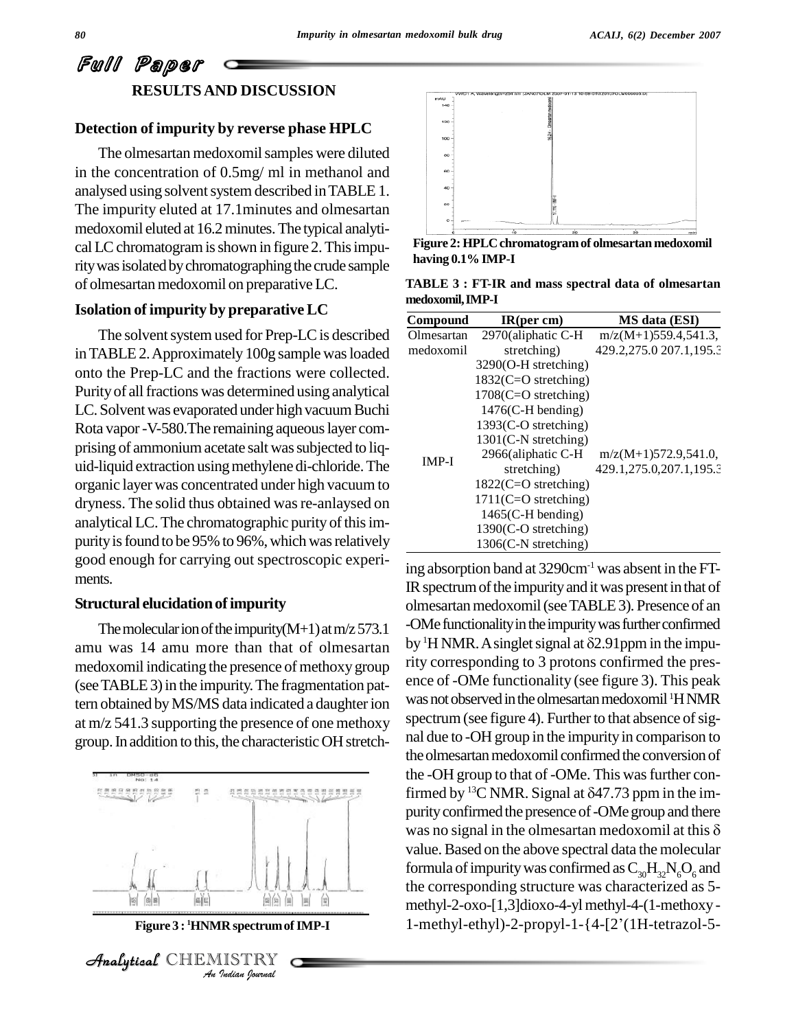## RESULTS AND DISCUSSION

### Detection of impurity by reverse phase HPLC

The olmesartan medoxomil samples were diluted in the concentration of 0.5mg/ ml in methanol and analysed using solvent system described in TABLE 1. The impurity eluted at 17.1minutes and olmesartan medoxomil eluted at 16.2 minutes. The typical analytical LC chromatogram is shown in figure 2. This impurity was isolated by chromatographing the crude sample of olmesartan medoxomil on preparative LC.

### Isolation of impurity by preparative LC

The solvent system used for Prep-LC is described in TABLE 2. Approximately 100g sample was loaded onto the Prep-LC and the fractions were collected. Purity of all fractions was determined using analytical LC. Solvent was evaporated under high vacuum Buchi Rota vapor -V-580.The remaining aqueous layer comprising of ammonium acetate salt was subjected to liquid-liquid extraction using methylene di-chloride. The organic layer was concentrated under high vacuum to dryness. The solid thus obtained was re-anlaysed on analytical LC. The chromatographic purity of this impurity is found to be 95% to 96%, which was relatively good enough for carrying out spectroscopic experiments.

### Structural elucidation of impurity

The molecular ion of the impurity(M+1) at m/z 573.1 amu was 14 amu more than that of olmesartan medoxomil indicating the presence of methoxy group (see TABLE 3) in the impurity. The fragmentation pattern obtained by MS/MS data indicated a daughter ion at m/z 541.3 supporting the presence of one methoxy group. In addition to this, the characteristic OH stretching absorption band at 3290cm$^{-1}$ was absent in the FT-IR spectrum of the impurity and it was present in that of olmesartan medoxomil (see TABLE 3). Presence of an -OMe functionality in the impurity was further confirmed by $^{1}$H NMR. A singlet signal at δ2.91ppm in the impurity corresponding to 3 protons confirmed the presence of -OMe functionality (see figure 3). This peak was not observed in the olmesartan medoxomil $^{1}$H NMR spectrum (see figure 4). Further to that absence of signal due to -OH group in the impurity in comparison to the olmesartan medoxomil confirmed the conversion of the -OH group to that of -OMe. This was further confirmed by $^{13}$C NMR. Signal at δ47.73 ppm in the impurity confirmed the presence of -OMe group and there was no signal in the olmesartan medoxomil at this δ value. Based on the above spectral data the molecular formula of impurity was confirmed as $C_{30}H_{32}N_6O_6$ and the corresponding structure was characterized as 5-methyl-2-oxo-[1,3]dioxo-4-yl methyl-4-(1-methoxy-1-methyl-ethyl)-2-propyl-1-{4-[2'(1H-tetrazol-5-

Figure 3 : $^{1}$HNMR spectrum of IMP-I

Figure 2: HPLC chromatogram of olmesartan medoxomil having 0.1% IMP-I

TABLE 3 : FT-IR and mass spectral data of olmesartan medoxomil, IMP-I

| Compound | IR(per cm) | MS data (ESI) |
|---|---|---|
| Olmesartan medoxomil | 2970(aliphatic C-H stretching) 3290(O-H stretching) 1832(C=O stretching) 1708(C=O stretching) 1476(C-H bending) 1393(C-O stretching) 1301(C-N stretching) | m/z(M+1)559.4,541.3, 429.2,275.0 207.1,195.3 |
| IMP-I | 2966(aliphatic C-H stretching) 1822(C=O stretching) 1711(C=O stretching) 1465(C-H bending) 1390(C-O stretching) 1306(C-N stretching) | m/z(M+1)572.9,541.0, 429.1,275.0,207.1,195.3 |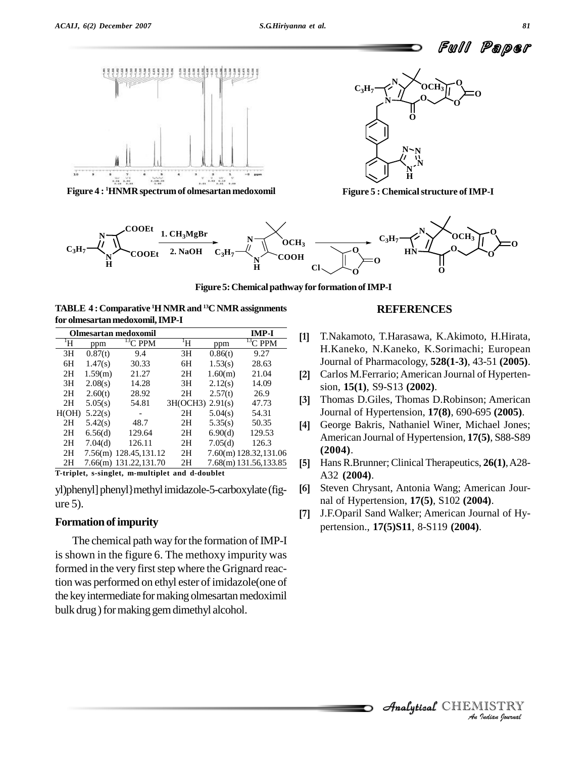Figure 4 : $^{1}$HNMR spectrum of olmesartan medoxomil

Figure 5 : Chemical structure of IMP-I

Figure 5: Chemical pathway for formation of IMP-I

TABLE 4 : Comparative $^{1}$H NMR and $^{13}$C NMR assignments for olmesartan medoxomil, IMP-I

| Olmesartan medoxomil | | | IMP-I | | |
|---|---|---|---|---|---|
| $^{1}$H | ppm | $^{13}$C PPM | $^{1}$H | ppm | $^{13}$C PPM |
| 3H | 0.87(t) | 9.4 | 3H | 0.86(t) | 9.27 |
| 6H | 1.47(s) | 30.33 | 6H | 1.53(s) | 28.63 |
| 2H | 1.59(m) | 21.27 | 2H | 1.60(m) | 21.04 |
| 3H | 2.08(s) | 14.28 | 3H | 2.12(s) | 14.09 |
| 2H | 2.60(t) | 28.92 | 2H | 2.57(t) | 26.9 |
| 2H | 5.05(s) | 54.81 | 3H(OCH3) | 2.91(s) | 47.73 |
| H(OH) | 5.22(s) | - | 2H | 5.04(s) | 54.31 |
| 2H | 5.42(s) | 48.7 | 2H | 5.35(s) | 50.35 |
| 2H | 6.56(d) | 129.64 | 2H | 6.90(d) | 129.53 |
| 2H | 7.04(d) | 126.11 | 2H | 7.05(d) | 126.3 |
| 2H | 7.56(m) | 128.45,131.12 | 2H | 7.60(m) | 128.32,131.06 |
| 2H | 7.66(m) | 131.22,131.70 | 2H | 7.68(m) | 131.56,133.85 |

T-triplet, s-singlet, m-multiplet and d-doublet

yl)phenyl]phenyl}methyl imidazole-5-carboxylate (figure 5).

### Formation of impurity

The chemical path way for the formation of IMP-I is shown in the figure 6. The methoxy impurity was formed in the very first step where the Grignard reaction was performed on ethyl ester of imidazole(one of the key intermediate for making olmesartan medoximil bulk drug ) for making gem dimethyl alcohol.

## REFERENCES

[1] T.Nakamoto, T.Harasawa, K.Akimoto, H.Hirata, H.Kaneko, N.Kaneko, K.Sorimachi; European Journal of Pharmacology, **528(1-3)**, 43-51 **(2005)**.

[2] Carlos M.Ferrario; American Journal of Hypertension, **15(1)**, S9-S13 **(2002)**.

[3] Thomas D.Giles, Thomas D.Robinson; American Journal of Hypertension, **17(8)**, 690-695 **(2005)**.

[4] George Bakris, Nathaniel Winer, Michael Jones; American Journal of Hypertension, **17(5)**, S88-S89 **(2004)**.

[5] Hans R.Brunner; Clinical Therapeutics, **26(1)**, A28-A32 **(2004)**.

[6] Steven Chrysant, Antonia Wang; American Journal of Hypertension, **17(5)**, S102 **(2004)**.

[7] J.F.Oparil Sand Walker; American Journal of Hypertension., **17(5)S11**, 8-S119 **(2004)**.